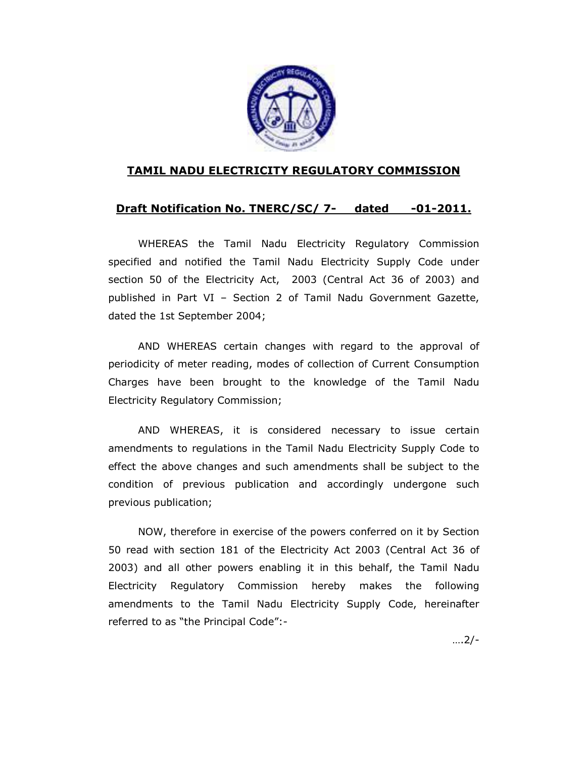## TAMIL NADU ELECTRICITY REGULATORY COMMISSION

### Draft Notification No. TNERC/SC/ 7-     dated     -01-2011.

WHEREAS the Tamil Nadu Electricity Regulatory Commission specified and notified the Tamil Nadu Electricity Supply Code under section 50 of the Electricity Act, 2003 (Central Act 36 of 2003) and published in Part VI – Section 2 of Tamil Nadu Government Gazette, dated the 1st September 2004;

AND WHEREAS certain changes with regard to the approval of periodicity of meter reading, modes of collection of Current Consumption Charges have been brought to the knowledge of the Tamil Nadu Electricity Regulatory Commission;

AND WHEREAS, it is considered necessary to issue certain amendments to regulations in the Tamil Nadu Electricity Supply Code to effect the above changes and such amendments shall be subject to the condition of previous publication and accordingly undergone such previous publication;

NOW, therefore in exercise of the powers conferred on it by Section 50 read with section 181 of the Electricity Act 2003 (Central Act 36 of 2003) and all other powers enabling it in this behalf, the Tamil Nadu Electricity Regulatory Commission hereby makes the following amendments to the Tamil Nadu Electricity Supply Code, hereinafter referred to as "the Principal Code":-

….2/-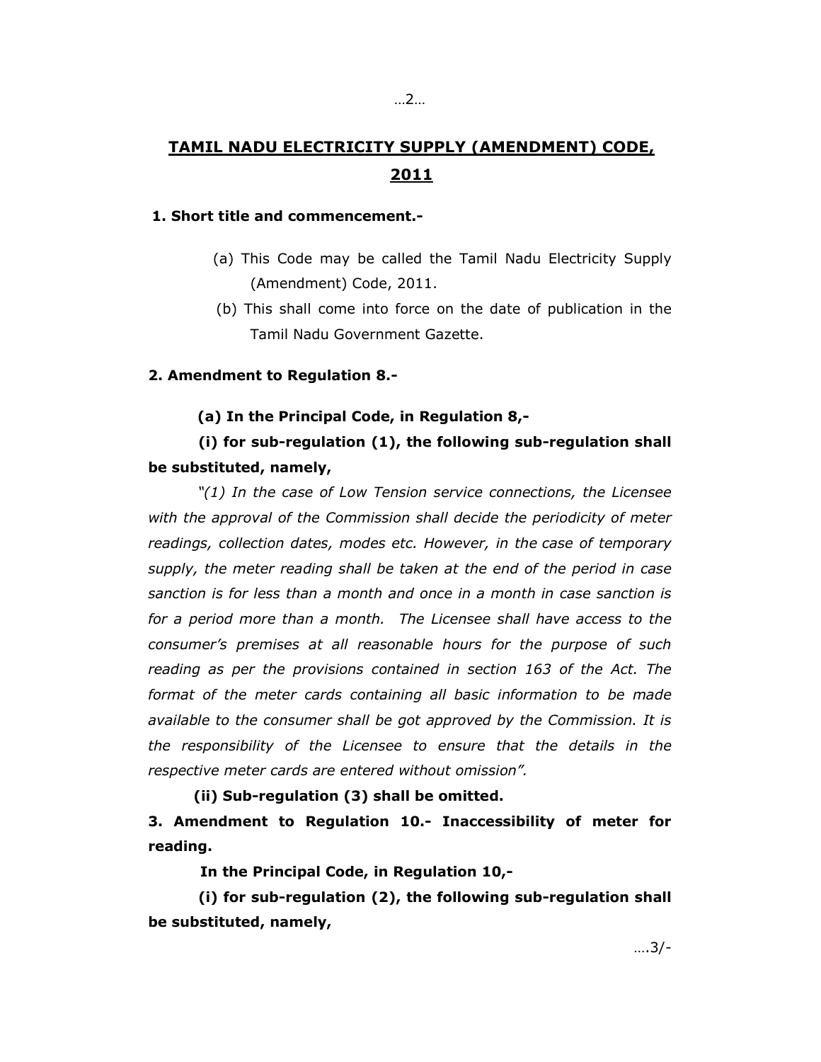# TAMIL NADU ELECTRICITY SUPPLY (AMENDMENT) CODE, 2011

**1. Short title and commencement.-**

(a) This Code may be called the Tamil Nadu Electricity Supply (Amendment) Code, 2011.

(b) This shall come into force on the date of publication in the Tamil Nadu Government Gazette.

**2. Amendment to Regulation 8.-**

**(a) In the Principal Code, in Regulation 8,-**

**(i) for sub-regulation (1), the following sub-regulation shall be substituted, namely,**

*"(1) In the case of Low Tension service connections, the Licensee with the approval of the Commission shall decide the periodicity of meter readings, collection dates, modes etc. However, in the case of temporary supply, the meter reading shall be taken at the end of the period in case sanction is for less than a month and once in a month in case sanction is for a period more than a month. The Licensee shall have access to the consumer's premises at all reasonable hours for the purpose of such reading as per the provisions contained in section 163 of the Act. The format of the meter cards containing all basic information to be made available to the consumer shall be got approved by the Commission. It is the responsibility of the Licensee to ensure that the details in the respective meter cards are entered without omission".*

**(ii) Sub-regulation (3) shall be omitted.**

**3. Amendment to Regulation 10.- Inaccessibility of meter for reading.**

**In the Principal Code, in Regulation 10,-**

**(i) for sub-regulation (2), the following sub-regulation shall be substituted, namely,**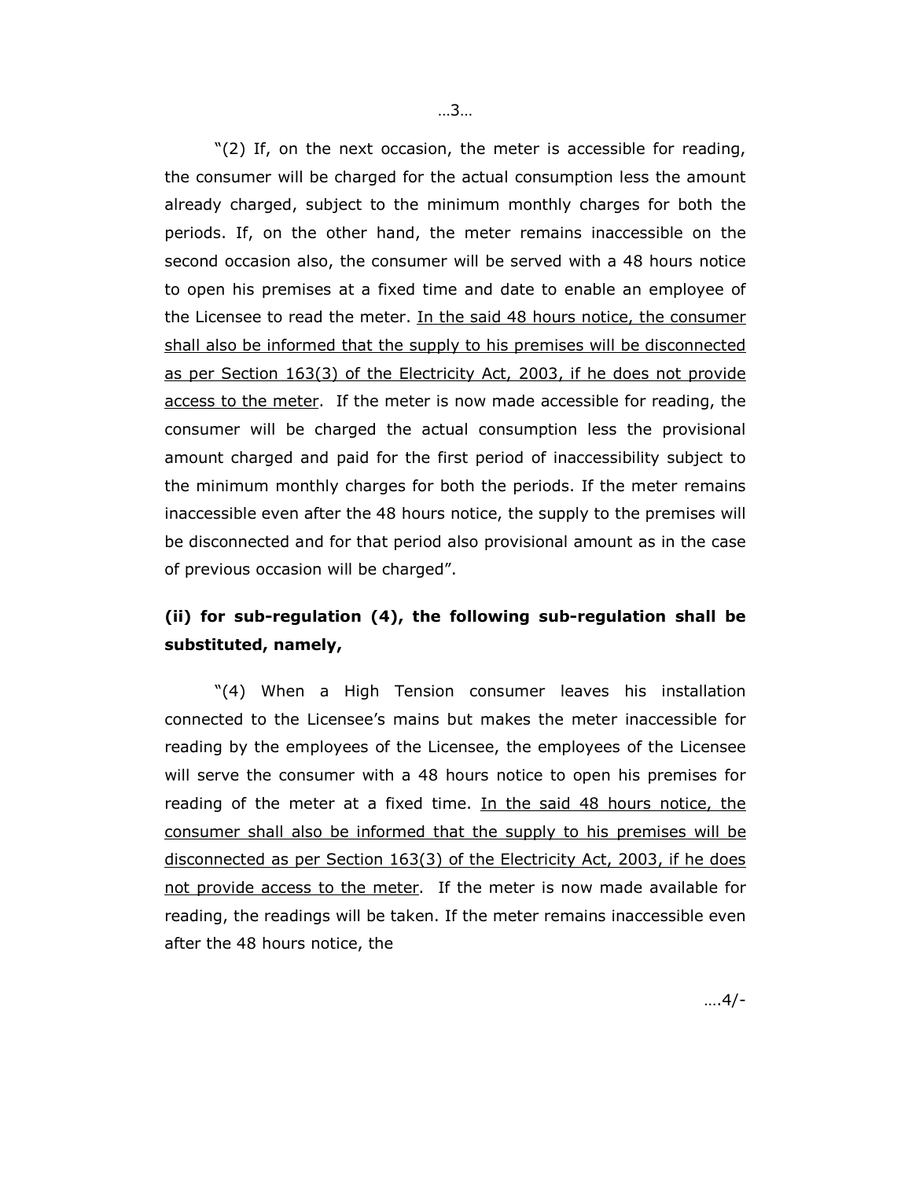"(2) If, on the next occasion, the meter is accessible for reading, the consumer will be charged for the actual consumption less the amount already charged, subject to the minimum monthly charges for both the periods. If, on the other hand, the meter remains inaccessible on the second occasion also, the consumer will be served with a 48 hours notice to open his premises at a fixed time and date to enable an employee of the Licensee to read the meter. <u>In the said 48 hours notice, the consumer shall also be informed that the supply to his premises will be disconnected as per Section 163(3) of the Electricity Act, 2003, if he does not provide access to the meter</u>. If the meter is now made accessible for reading, the consumer will be charged the actual consumption less the provisional amount charged and paid for the first period of inaccessibility subject to the minimum monthly charges for both the periods. If the meter remains inaccessible even after the 48 hours notice, the supply to the premises will be disconnected and for that period also provisional amount as in the case of previous occasion will be charged".

**(ii) for sub-regulation (4), the following sub-regulation shall be substituted, namely,**

"(4) When a High Tension consumer leaves his installation connected to the Licensee's mains but makes the meter inaccessible for reading by the employees of the Licensee, the employees of the Licensee will serve the consumer with a 48 hours notice to open his premises for reading of the meter at a fixed time. <u>In the said 48 hours notice, the consumer shall also be informed that the supply to his premises will be disconnected as per Section 163(3) of the Electricity Act, 2003, if he does not provide access to the meter</u>. If the meter is now made available for reading, the readings will be taken. If the meter remains inaccessible even after the 48 hours notice, the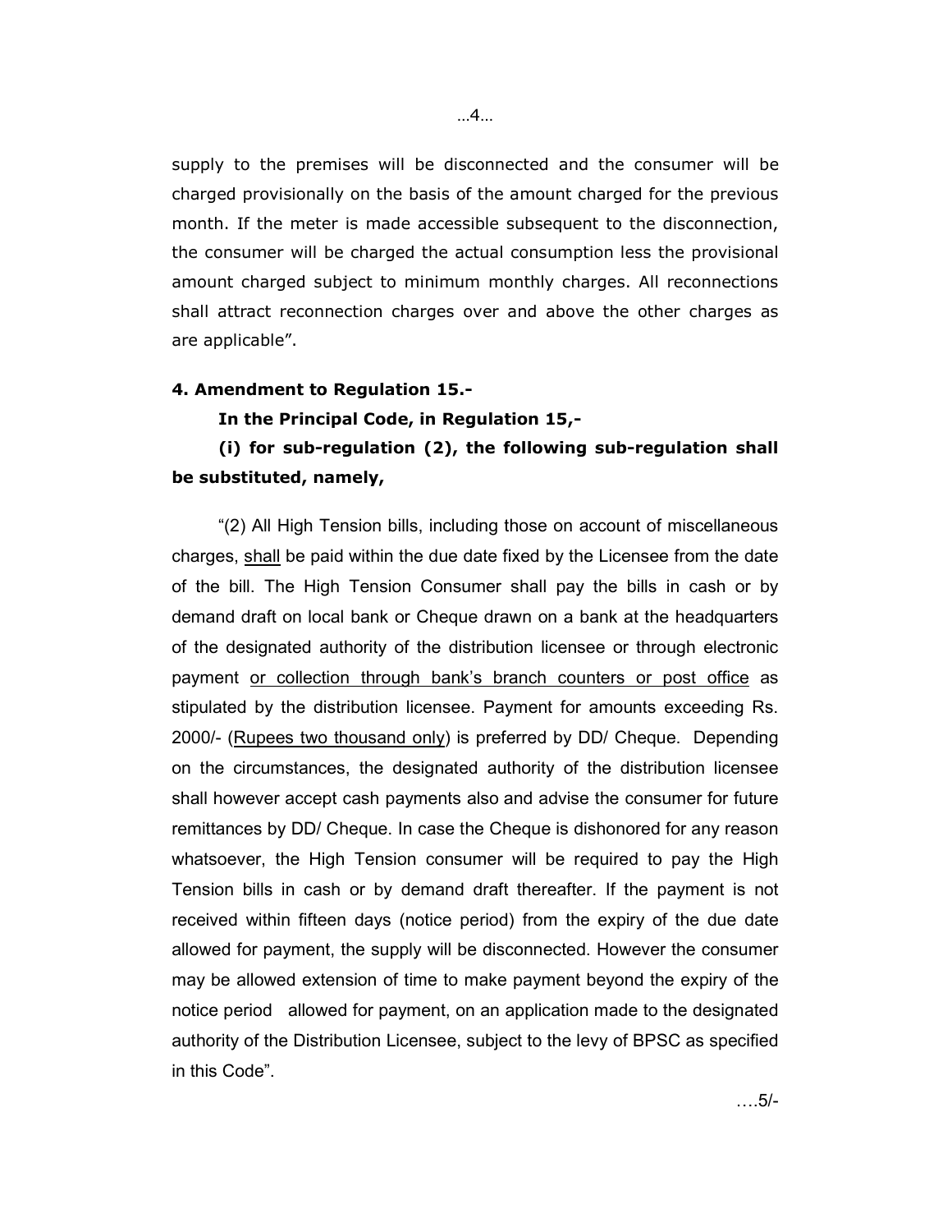supply to the premises will be disconnected and the consumer will be charged provisionally on the basis of the amount charged for the previous month. If the meter is made accessible subsequent to the disconnection, the consumer will be charged the actual consumption less the provisional amount charged subject to minimum monthly charges. All reconnections shall attract reconnection charges over and above the other charges as are applicable".

**4. Amendment to Regulation 15.-**

**In the Principal Code, in Regulation 15,-**

**(i) for sub-regulation (2), the following sub-regulation shall be substituted, namely,**

"(2) All High Tension bills, including those on account of miscellaneous charges, shall be paid within the due date fixed by the Licensee from the date of the bill. The High Tension Consumer shall pay the bills in cash or by demand draft on local bank or Cheque drawn on a bank at the headquarters of the designated authority of the distribution licensee or through electronic payment or collection through bank's branch counters or post office as stipulated by the distribution licensee. Payment for amounts exceeding Rs. 2000/- (Rupees two thousand only) is preferred by DD/ Cheque. Depending on the circumstances, the designated authority of the distribution licensee shall however accept cash payments also and advise the consumer for future remittances by DD/ Cheque. In case the Cheque is dishonored for any reason whatsoever, the High Tension consumer will be required to pay the High Tension bills in cash or by demand draft thereafter. If the payment is not received within fifteen days (notice period) from the expiry of the due date allowed for payment, the supply will be disconnected. However the consumer may be allowed extension of time to make payment beyond the expiry of the notice period allowed for payment, on an application made to the designated authority of the Distribution Licensee, subject to the levy of BPSC as specified in this Code".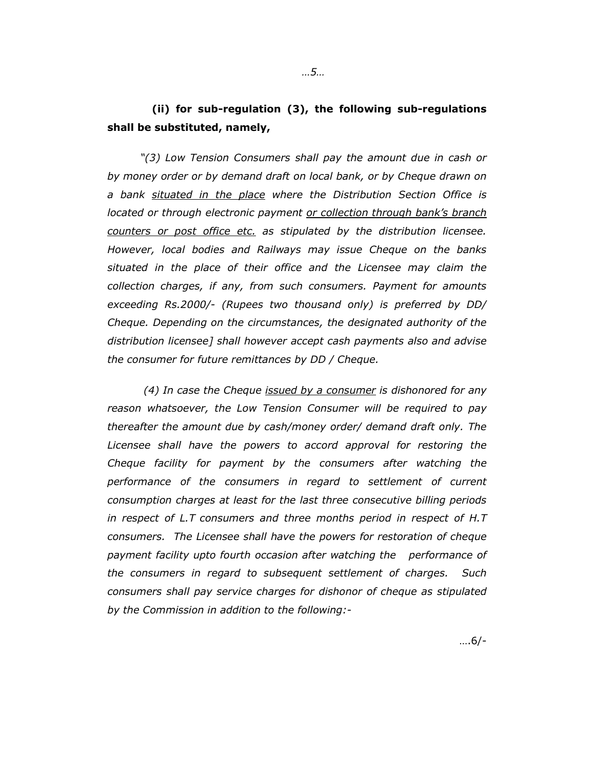**(ii) for sub-regulation (3), the following sub-regulations shall be substituted, namely,**

*"(3) Low Tension Consumers shall pay the amount due in cash or by money order or by demand draft on local bank, or by Cheque drawn on a bank <u>situated in the place</u> where the Distribution Section Office is located or through electronic payment <u>or collection through bank's branch counters or post office etc.</u> as stipulated by the distribution licensee. However, local bodies and Railways may issue Cheque on the banks situated in the place of their office and the Licensee may claim the collection charges, if any, from such consumers. Payment for amounts exceeding Rs.2000/- (Rupees two thousand only) is preferred by DD/ Cheque. Depending on the circumstances, the designated authority of the distribution licensee] shall however accept cash payments also and advise the consumer for future remittances by DD / Cheque.*

*(4) In case the Cheque <u>issued by a consumer</u> is dishonored for any reason whatsoever, the Low Tension Consumer will be required to pay thereafter the amount due by cash/money order/ demand draft only. The Licensee shall have the powers to accord approval for restoring the Cheque facility for payment by the consumers after watching the performance of the consumers in regard to settlement of current consumption charges at least for the last three consecutive billing periods in respect of L.T consumers and three months period in respect of H.T consumers. The Licensee shall have the powers for restoration of cheque payment facility upto fourth occasion after watching the performance of the consumers in regard to subsequent settlement of charges. Such consumers shall pay service charges for dishonor of cheque as stipulated by the Commission in addition to the following:-*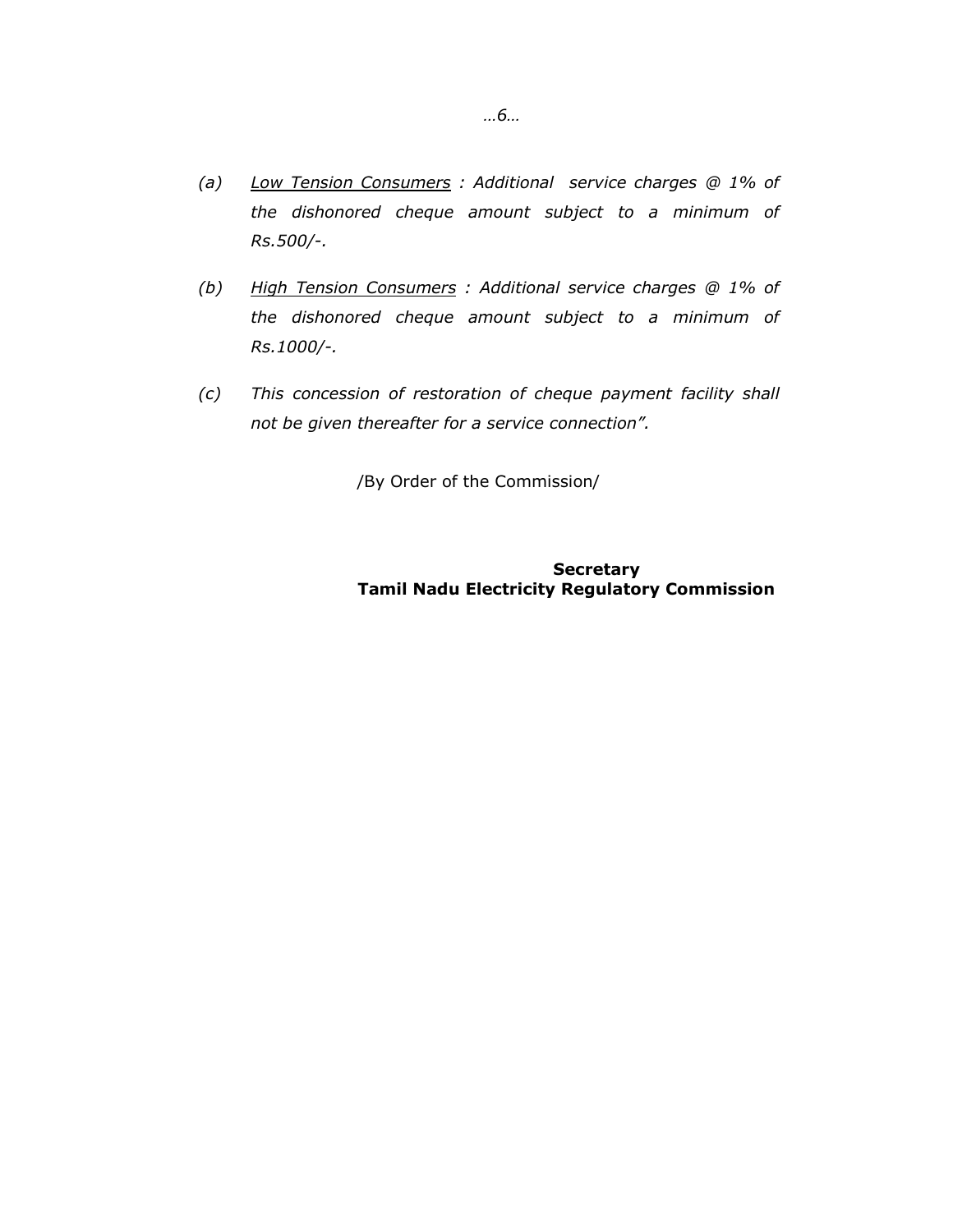*(a)* *<u>Low Tension Consumers</u> : Additional service charges @ 1% of the dishonored cheque amount subject to a minimum of Rs.500/-.*

*(b)* *<u>High Tension Consumers</u> : Additional service charges @ 1% of the dishonored cheque amount subject to a minimum of Rs.1000/-.*

*(c)* *This concession of restoration of cheque payment facility shall not be given thereafter for a service connection".*

/By Order of the Commission/

**Secretary**
**Tamil Nadu Electricity Regulatory Commission**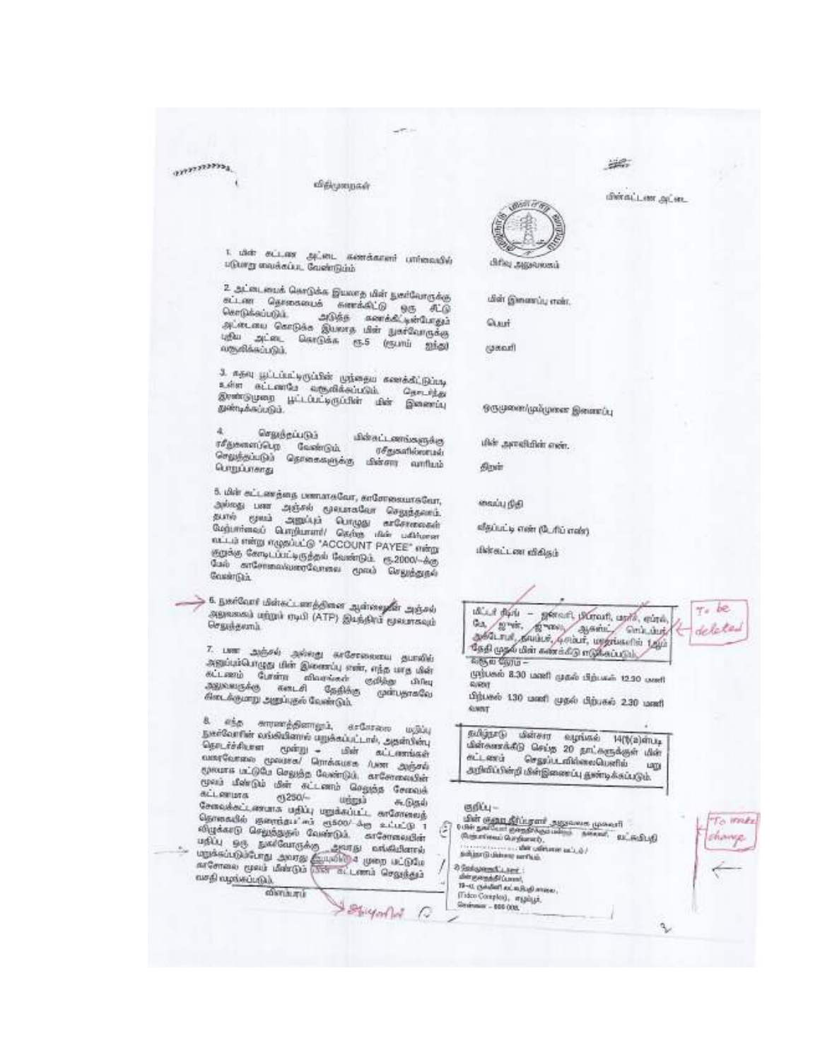## விதிமுறைகள்

1. மின் கட்டண அட்டை கணக்காளர் பார்வையில் படுமாறு வைக்கப்பட வேண்டும்.

2. அட்டையைக் கொடுக்க இயலாத மின் நுகர்வோருக்கு கட்டண தொகையைக் கணக்கிட்டு ஒரு சீட்டு கொடுக்கப்படும். அடுத்த கணக்கீட்டின்போதும் அட்டையை கொடுக்க இயலாத மின் நுகர்வோருக்கு புதிய அட்டை கொடுக்க ரூ.5 (ரூபாய் ஐந்து) வசூலிக்கப்படும்.

3. கதவு பூட்டப்பட்டிருப்பின் முந்தைய கணக்கீட்டின்படி உள்ள கட்டணமே வசூலிக்கப்படும். தொடர்ந்து இரண்டுமுறை பூட்டப்பட்டிருப்பின் மின் இணைப்பு துண்டிக்கப்படும்.

4. செலுத்தப்படும் மின்கட்டணங்களுக்கு ரசீதுகளைப்பெற வேண்டும். ரசீதுகளில்லாமல் செலுத்தப்படும் தொகைகளுக்கு மின்வாரியம் பொறுப்பாகாது.

5. மின் கட்டணத்தை பணமாகவோ, காசோலையாகவோ, அல்லது பண அஞ்சல் மூலமாகவோ செலுத்தலாம். தபால் மூலம் அனுப்பும் பொழுது காசோலைகள் மேற்பார்வைப் பொறியாளர்/ தெற்கு மின் பகிர்மான வட்டம் என்று எழுதப்பட்டு "ACCOUNT PAYEE" என்று குறுக்கு கோடிடப்பட்டிருத்தல் வேண்டும். ரூ.2000/-க்கு மேல் காசோலை/வரைவோலை மூலம் செலுத்துதல் வேண்டும்.

6. நுகர்வோர் மின்கட்டணத்தினை ஆன்லைன் அஞ்சல் அலுவலகம் மற்றும் ஏடிபி (ATP) இயந்திரம் மூலமாகவும் செலுத்தலாம்.

7. பண அஞ்சல் அல்லது காசோலையை தபாலில் அனுப்பும்பொழுது மின் இணைப்பு எண், எந்த மாத மின் கட்டணம் போன்ற விவரங்கள் குறித்து பிரிவு அலுவலருக்கு கடைசி தேதிக்கு முன்பதாகவே கிடைக்குமாறு அனுப்புதல் வேண்டும்.

8. எந்த காரணத்தினாலும், காசோலை மதிப்பு நுகர்வோரின் வங்கியினால் மறுக்கப்பட்டால், அதன்பின்பு தொடர்ச்சியான மூன்று மின் கட்டணங்கள் வரைவோலை மூலமாக/ ரொக்கமாக /பண அஞ்சல் மூலமாக மட்டுமே செலுத்த வேண்டும். காசோலையின் மூலம் மீண்டும் மின் கட்டணம் செலுத்த சேவைக் கட்டணமாக ரூ250/- மற்றும் கூடுதல் சேவைக்கட்டணமாக மதிப்பு மறுக்கப்பட்ட காசோலைத் தொகையில் ரூ500/-க்கு உட்பட்டு 1 விழுக்காடு செலுத்துதல் வேண்டும். காசோலையின் மதிப்பு ஒரு நுகர்வோருக்கு அவரது வங்கியினால் மறுக்கப்படும்போது அவரது ஆயுளில் 4 முறை மட்டுமே காசோலை மூலம் மீண்டும் மின் கட்டணம் செலுத்தும் வசதி வழங்கப்படும்.

ஆயுளில்

---

## மின்கட்டண அட்டை

பிரிவு அலுவலகம்

மின் இணைப்பு எண்.

பெயர்

முகவரி

ஒருமுனை/மும்முனை இணைப்பு

மின் அளவியின் எண்.

திறன்

வைப்பு நிதி

வீதப்பட்டி எண் (டேரிப் எண்)

மின்கட்டண விகிதம்

~~மீட்டர் ரீடிங் – ஜனவரி, பிப்ரவரி, மார்ச், ஏப்ரல், மே, ஜூன், ஜூலை, ஆகஸ்ட், செப்டம்பர், அக்டோபர், நவம்பர், டிசம்பர் மாதங்களில் 1ஆம் தேதி முதல் மின் கணக்கீடு எடுக்கப்படும்.~~ To be deleted

வசூல் நேரம் –
முற்பகல் 8.30 மணி முதல் பிற்பகல் 12.30 மணி வரை
பிற்பகல் 130 மணி முதல் பிற்பகல் 2.30 மணி வரை

தமிழ்நாடு மின்சார வழங்கல் 14(b)(a)ன்படி மின்கணக்கீடு செய்த 20 நாட்களுக்குள் மின் கட்டணம் செலுத்தப்படவில்லையெனில் மறு அறிவிப்பின்றி மின்இணைப்பு துண்டிக்கப்படும்.

குறிப்பு –
மின் குறைதீர்ப்பாளர் அலுவலக முகவரி
1) மின் நுகர்வோர் குறைதீர்க்கும் மன்றம் தலைவர், (மேற்பார்வை பொறியாளர்), ............ மின் பகிர்மான வட்டம்/ தமிழ்நாடு மின்சார வாரியம்.
2) மின்குறைதீர்ப்பாளர்:
மின்குறைதீர்ப்பாளர்,
19-ஏ, ருக்மிணி லட்சுமிபதி சாலை,
(Tidco Complex), எழும்பூர்,
சென்னை – 600 008.

To make change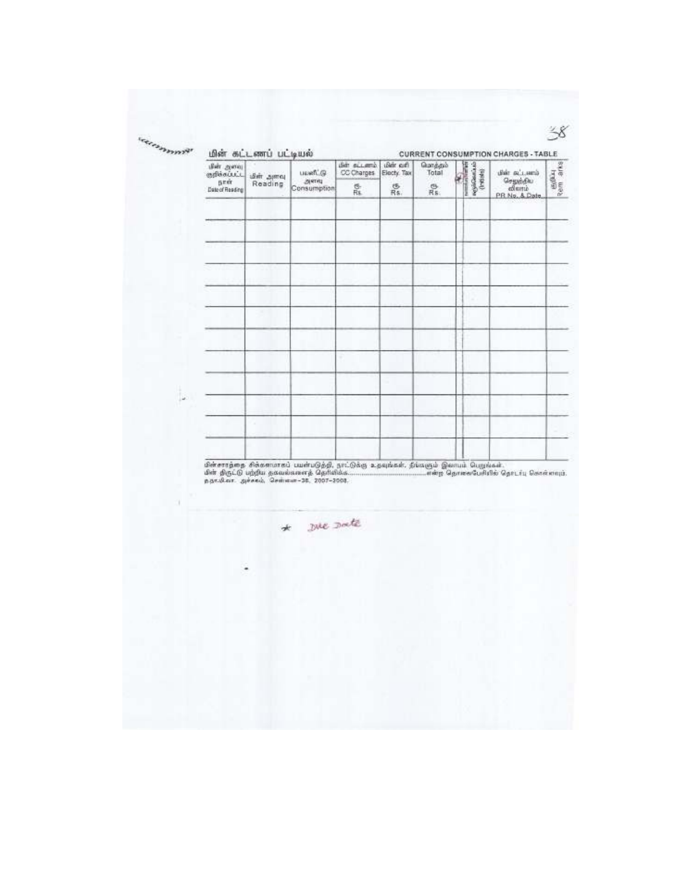மின் கட்டணப் பட்டியல்

CURRENT CONSUMPTION CHARGES - TABLE

| மின் அளவு குறிக்கப்பட்ட நாள் Date of Reading | மின் அளவு Reading | பயனீட்டு அளவு Consumption | மின் கட்டணம் CC Charges ரூ. Rs. | மின் வரி Electy. Tax ரூ. Rs. | மொத்தம் Total ரூ. Rs. | * | | மின் கட்டணம் செலுத்திய விவரம் PR No. & Date | குறிப்பு Remarks |
|---|---|---|---|---|---|---|---|---|---|
| | | | | | | | | | |
| | | | | | | | | | |
| | | | | | | | | | |
| | | | | | | | | | |
| | | | | | | | | | |
| | | | | | | | | | |
| | | | | | | | | | |
| | | | | | | | | | |
| | | | | | | | | | |
| | | | | | | | | | |

மின்சாரத்தை சிக்கனமாகப் பயன்படுத்தி, நாட்டுக்கு உதவுங்கள். நீங்களும் இலாபம் பெறுங்கள்.
மின் திருட்டு பற்றிய தகவல்களைத் தெரிவிக்க..............................என்ற தொலைபேசியில் தொடர்பு கொள்ளவும்.
த.நா.மி.வா. அச்சகம், சென்னை-38, 2007-2008.

* Due Date